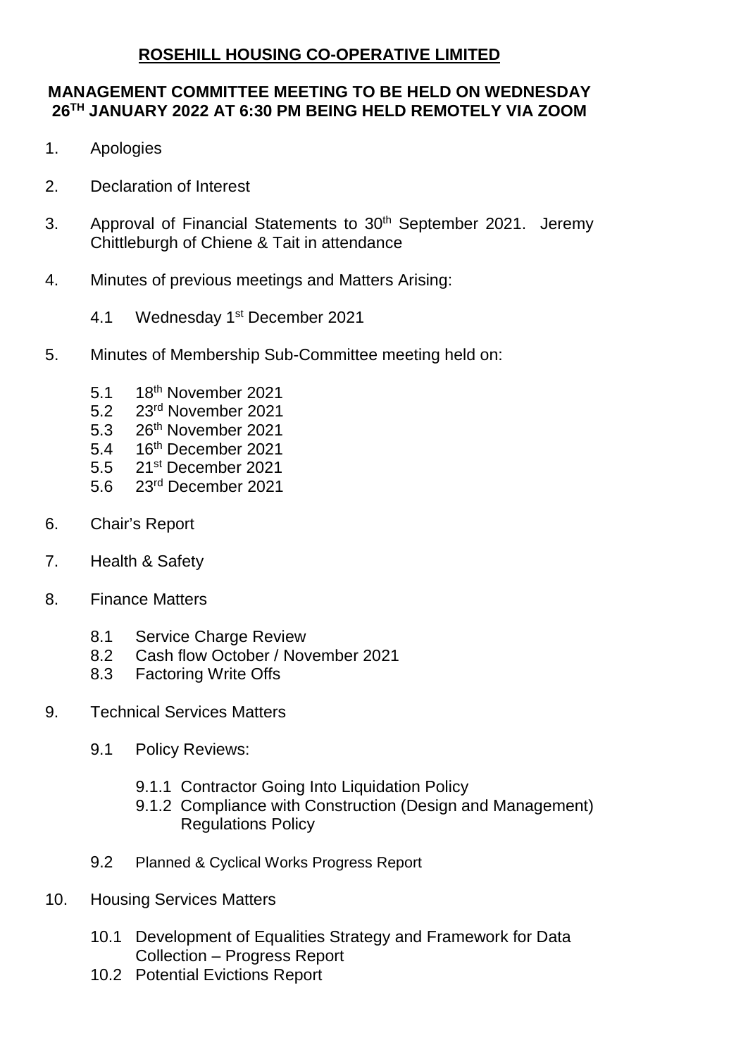# ROSEHILL HOUSING CO-OPERATIVE LIMITED

## MANAGEMENT COMMITTEE MEETING TO BE HELD ON WEDNESDAY 26TH JANUARY 2022 AT 6:30 PM BEING HELD REMOTELY VIA ZOOM

1. Apologies

2. Declaration of Interest

3. Approval of Financial Statements to 30th September 2021. Jeremy Chittleburgh of Chiene & Tait in attendance

4. Minutes of previous meetings and Matters Arising:

   4.1 Wednesday 1st December 2021

5. Minutes of Membership Sub-Committee meeting held on:

   5.1 18th November 2021
   5.2 23rd November 2021
   5.3 26th November 2021
   5.4 16th December 2021
   5.5 21st December 2021
   5.6 23rd December 2021

6. Chair's Report

7. Health & Safety

8. Finance Matters

   8.1 Service Charge Review
   8.2 Cash flow October / November 2021
   8.3 Factoring Write Offs

9. Technical Services Matters

   9.1 Policy Reviews:

      9.1.1 Contractor Going Into Liquidation Policy
      9.1.2 Compliance with Construction (Design and Management) Regulations Policy

   9.2 Planned & Cyclical Works Progress Report

10. Housing Services Matters

    10.1 Development of Equalities Strategy and Framework for Data Collection – Progress Report
    10.2 Potential Evictions Report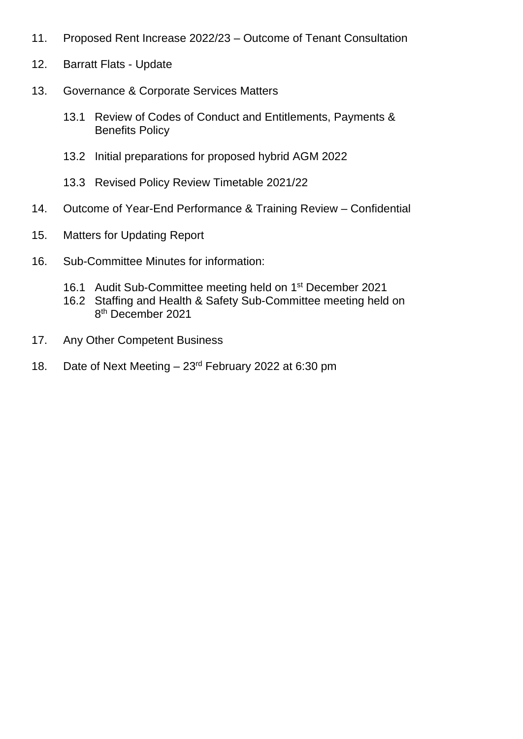11. Proposed Rent Increase 2022/23 – Outcome of Tenant Consultation

12. Barratt Flats - Update

13. Governance & Corporate Services Matters

    13.1 Review of Codes of Conduct and Entitlements, Payments & Benefits Policy

    13.2 Initial preparations for proposed hybrid AGM 2022

    13.3 Revised Policy Review Timetable 2021/22

14. Outcome of Year-End Performance & Training Review – Confidential

15. Matters for Updating Report

16. Sub-Committee Minutes for information:

    16.1 Audit Sub-Committee meeting held on 1st December 2021
    16.2 Staffing and Health & Safety Sub-Committee meeting held on 8th December 2021

17. Any Other Competent Business

18. Date of Next Meeting – 23rd February 2022 at 6:30 pm